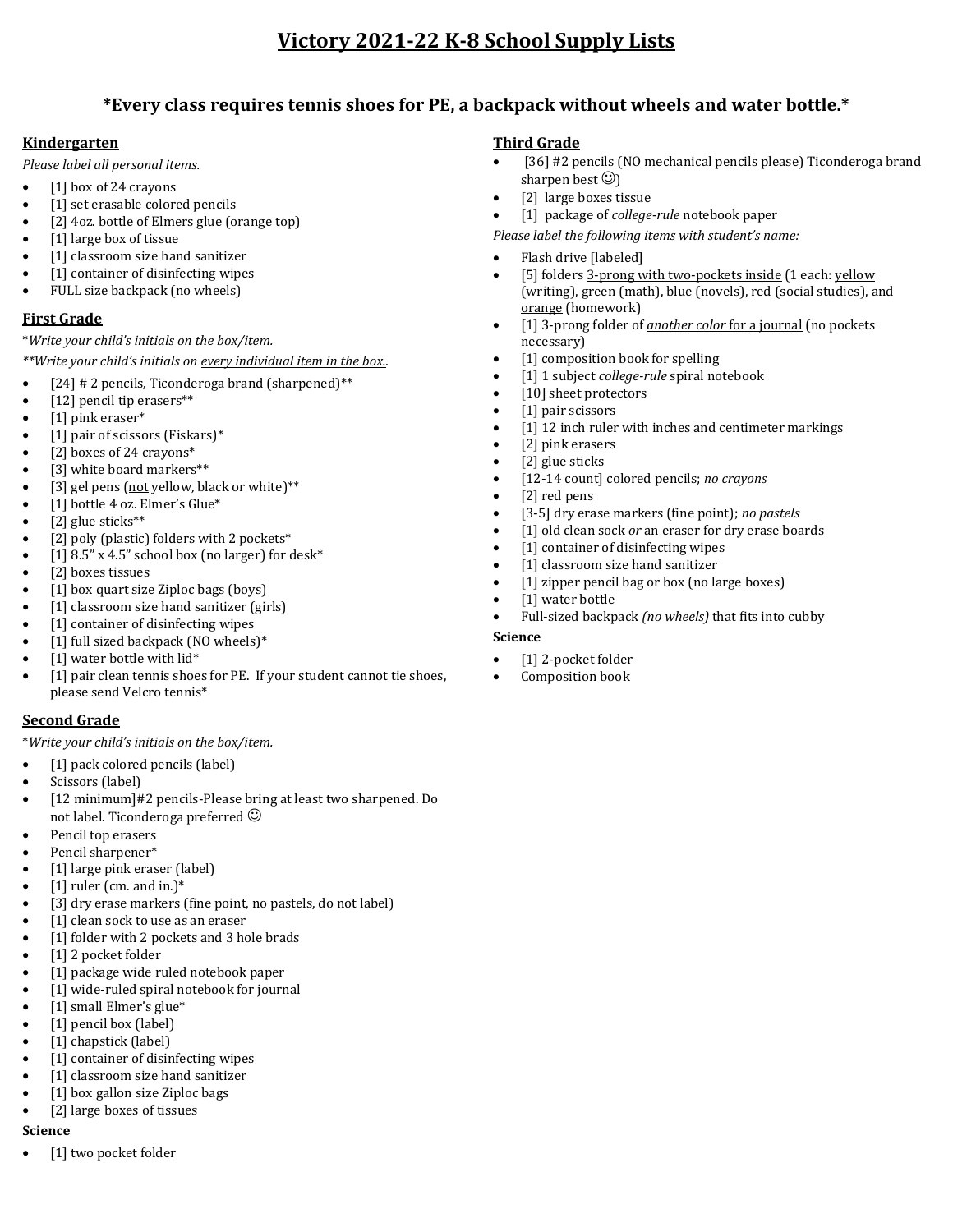# Victory 2021-22 K-8 School Supply Lists

## *Every class requires tennis shoes for PE, a backpack without wheels and water bottle.*

### Kindergarten

*Please label all personal items.*

- [1] box of 24 crayons
- [1] set erasable colored pencils
- [2] 4oz. bottle of Elmers glue (orange top)
- [1] large box of tissue
- [1] classroom size hand sanitizer
- [1] container of disinfecting wipes
- FULL size backpack (no wheels)

### First Grade

*\*Write your child's initials on the box/item.*

*\*\*Write your child's initials on every individual item in the box..*

- [24] # 2 pencils, Ticonderoga brand (sharpened)**
- [12] pencil tip erasers**
- [1] pink eraser*
- [1] pair of scissors (Fiskars)*
- [2] boxes of 24 crayons*
- [3] white board markers**
- [3] gel pens (not yellow, black or white)**
- [1] bottle 4 oz. Elmer's Glue*
- [2] glue sticks**
- [2] poly (plastic) folders with 2 pockets*
- [1] 8.5" x 4.5" school box (no larger) for desk*
- [2] boxes tissues
- [1] box quart size Ziploc bags (boys)
- [1] classroom size hand sanitizer (girls)
- [1] container of disinfecting wipes
- [1] full sized backpack (NO wheels)*
- [1] water bottle with lid*
- [1] pair clean tennis shoes for PE. If your student cannot tie shoes, please send Velcro tennis*

### Second Grade

*\*Write your child's initials on the box/item.*

- [1] pack colored pencils (label)
- Scissors (label)
- [12 minimum]#2 pencils-Please bring at least two sharpened. Do not label. Ticonderoga preferred ☺
- Pencil top erasers
- Pencil sharpener*
- [1] large pink eraser (label)
- [1] ruler (cm. and in.)*
- [3] dry erase markers (fine point, no pastels, do not label)
- [1] clean sock to use as an eraser
- [1] folder with 2 pockets and 3 hole brads
- [1] 2 pocket folder
- [1] package wide ruled notebook paper
- [1] wide-ruled spiral notebook for journal
- [1] small Elmer's glue*
- [1] pencil box (label)
- [1] chapstick (label)
- [1] container of disinfecting wipes
- [1] classroom size hand sanitizer
- [1] box gallon size Ziploc bags
- [2] large boxes of tissues

**Science**

- [1] two pocket folder

### Third Grade

- [36] #2 pencils (NO mechanical pencils please) Ticonderoga brand sharpen best ☺)
- [2] large boxes tissue
- [1] package of *college-rule* notebook paper

*Please label the following items with student's name:*

- Flash drive [labeled]
- [5] folders 3-prong with two-pockets inside (1 each: yellow (writing), green (math), blue (novels), red (social studies), and orange (homework)
- [1] 3-prong folder of *another color* for a journal (no pockets necessary)
- [1] composition book for spelling
- [1] 1 subject *college-rule* spiral notebook
- [10] sheet protectors
- [1] pair scissors
- [1] 12 inch ruler with inches and centimeter markings
- [2] pink erasers
- [2] glue sticks
- [12-14 count] colored pencils; *no crayons*
- [2] red pens
- [3-5] dry erase markers (fine point); *no pastels*
- [1] old clean sock *or* an eraser for dry erase boards
- [1] container of disinfecting wipes
- [1] classroom size hand sanitizer
- [1] zipper pencil bag or box (no large boxes)
- [1] water bottle
- Full-sized backpack *(no wheels)* that fits into cubby

**Science**

- [1] 2-pocket folder
- Composition book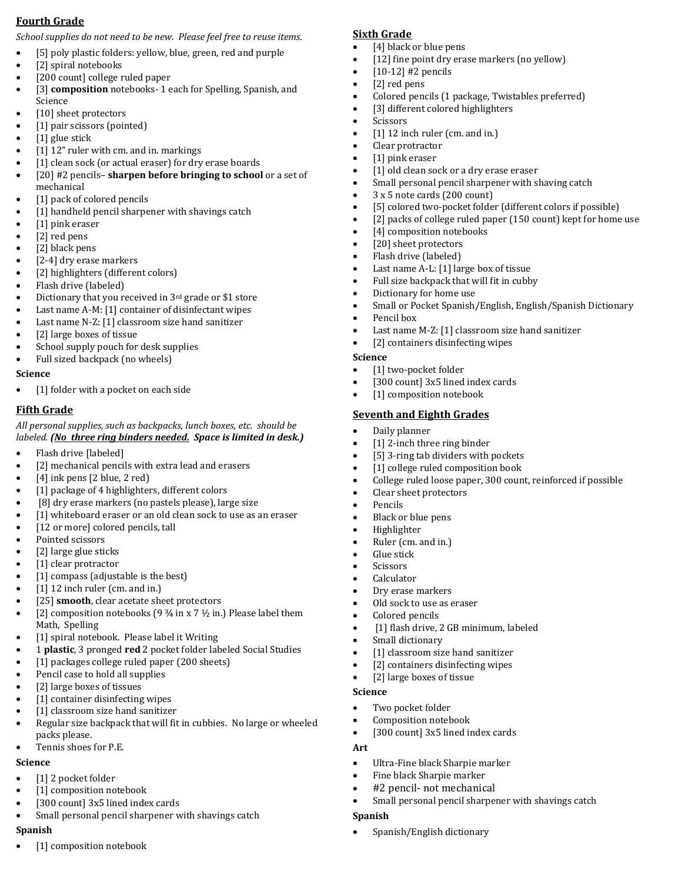## Fourth Grade

*School supplies do not need to be new. Please feel free to reuse items.*

- [5] poly plastic folders: yellow, blue, green, red and purple
- [2] spiral notebooks
- [200 count] college ruled paper
- [3] **composition** notebooks- 1 each for Spelling, Spanish, and Science
- [10] sheet protectors
- [1] pair scissors (pointed)
- [1] glue stick
- [1] 12" ruler with cm. and in. markings
- [1] clean sock (or actual eraser) for dry erase boards
- [20] #2 pencils– **sharpen before bringing to school** or a set of mechanical
- [1] pack of colored pencils
- [1] handheld pencil sharpener with shavings catch
- [1] pink eraser
- [2] red pens
- [2] black pens
- [2-4] dry erase markers
- [2] highlighters (different colors)
- Flash drive (labeled)
- Dictionary that you received in 3rd grade or $1 store
- Last name A-M: [1] container of disinfectant wipes
- Last name N-Z: [1] classroom size hand sanitizer
- [2] large boxes of tissue
- School supply pouch for desk supplies
- Full sized backpack (no wheels)

**Science**

- [1] folder with a pocket on each side

## Fifth Grade

*All personal supplies, such as backpacks, lunch boxes, etc. should be labeled.* ***(No three ring binders needed. Space is limited in desk.)***

- Flash drive [labeled]
- [2] mechanical pencils with extra lead and erasers
- [4] ink pens [2 blue, 2 red)
- [1] package of 4 highlighters, different colors
- [8] dry erase markers (no pastels please), large size
- [1] whiteboard eraser or an old clean sock to use as an eraser
- [12 or more] colored pencils, tall
- Pointed scissors
- [2] large glue sticks
- [1] clear protractor
- [1] compass (adjustable is the best)
- [1] 12 inch ruler (cm. and in.)
- [25] **smooth**, clear acetate sheet protectors
- [2] composition notebooks (9 ¾ in x 7 ½ in.) Please label them Math, Spelling
- [1] spiral notebook. Please label it Writing
- 1 **plastic**, 3 pronged **red** 2 pocket folder labeled Social Studies
- [1] packages college ruled paper (200 sheets)
- Pencil case to hold all supplies
- [2] large boxes of tissues
- [1] container disinfecting wipes
- [1] classroom size hand sanitizer
- Regular size backpack that will fit in cubbies. No large or wheeled packs please.
- Tennis shoes for P.E.

**Science**

- [1] 2 pocket folder
- [1] composition notebook
- [300 count] 3x5 lined index cards
- Small personal pencil sharpener with shavings catch

**Spanish**

- [1] composition notebook

## Sixth Grade

- [4] black or blue pens
- [12] fine point dry erase markers (no yellow)
- [10-12] #2 pencils
- [2] red pens
- Colored pencils (1 package, Twistables preferred)
- [3] different colored highlighters
- Scissors
- [1] 12 inch ruler (cm. and in.)
- Clear protractor
- [1] pink eraser
- [1] old clean sock or a dry erase eraser
- Small personal pencil sharpener with shaving catch
- 3 x 5 note cards (200 count)
- [5] colored two-pocket folder (different colors if possible)
- [2] packs of college ruled paper (150 count) kept for home use
- [4] composition notebooks
- [20] sheet protectors
- Flash drive (labeled)
- Last name A-L: [1] large box of tissue
- Full size backpack that will fit in cubby
- Dictionary for home use
- Small or Pocket Spanish/English, English/Spanish Dictionary
- Pencil box
- Last name M-Z: [1] classroom size hand sanitizer
- [2] containers disinfecting wipes

**Science**

- [1] two-pocket folder
- [300 count] 3x5 lined index cards
- [1] composition notebook

## Seventh and Eighth Grades

- Daily planner
- [1] 2-inch three ring binder
- [5] 3-ring tab dividers with pockets
- [1] college ruled composition book
- College ruled loose paper, 300 count, reinforced if possible
- Clear sheet protectors
- Pencils
- Black or blue pens
- Highlighter
- Ruler (cm. and in.)
- Glue stick
- Scissors
- Calculator
- Dry erase markers
- Old sock to use as eraser
- Colored pencils
- [1] flash drive, 2 GB minimum, labeled
- Small dictionary
- [1] classroom size hand sanitizer
- [2] containers disinfecting wipes
- [2] large boxes of tissue

**Science**

- Two pocket folder
- Composition notebook
- [300 count] 3x5 lined index cards

**Art**

- Ultra-Fine black Sharpie marker
- Fine black Sharpie marker
- #2 pencil- not mechanical
- Small personal pencil sharpener with shavings catch

**Spanish**

- Spanish/English dictionary